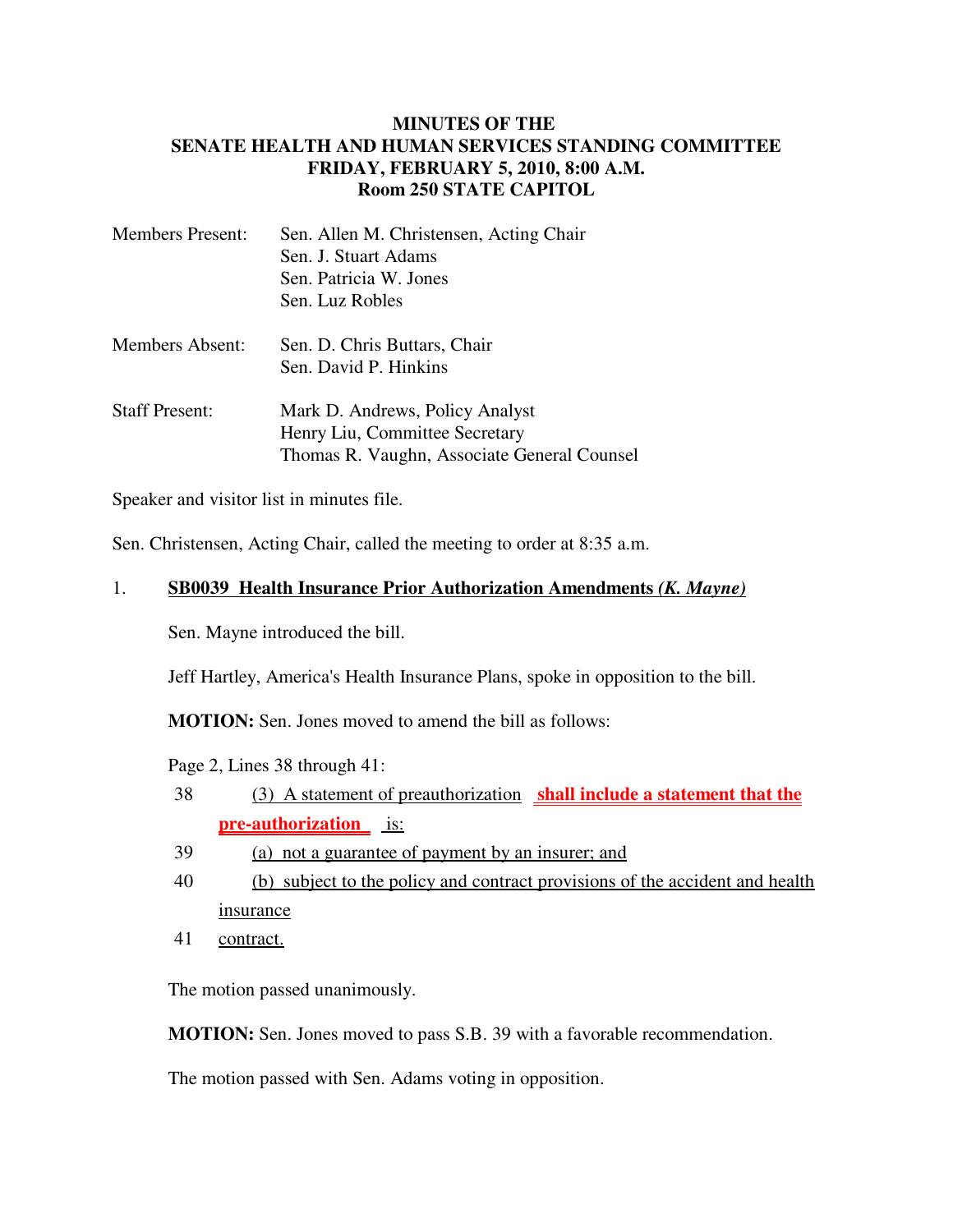# MINUTES OF THE SENATE HEALTH AND HUMAN SERVICES STANDING COMMITTEE FRIDAY, FEBRUARY 5, 2010, 8:00 A.M. Room 250 STATE CAPITOL

Members Present: Sen. Allen M. Christensen, Acting Chair
Sen. J. Stuart Adams
Sen. Patricia W. Jones
Sen. Luz Robles

Members Absent: Sen. D. Chris Buttars, Chair
Sen. David P. Hinkins

Staff Present: Mark D. Andrews, Policy Analyst
Henry Liu, Committee Secretary
Thomas R. Vaughn, Associate General Counsel

Speaker and visitor list in minutes file.

Sen. Christensen, Acting Chair, called the meeting to order at 8:35 a.m.

1. **SB0039 Health Insurance Prior Authorization Amendments *(K. Mayne)***

Sen. Mayne introduced the bill.

Jeff Hartley, America's Health Insurance Plans, spoke in opposition to the bill.

**MOTION:** Sen. Jones moved to amend the bill as follows:

Page 2, Lines 38 through 41:

38 (3) A statement of preauthorization **shall include a statement that the pre-authorization** is:

39 (a) not a guarantee of payment by an insurer; and

40 (b) subject to the policy and contract provisions of the accident and health insurance

41 contract.

The motion passed unanimously.

**MOTION:** Sen. Jones moved to pass S.B. 39 with a favorable recommendation.

The motion passed with Sen. Adams voting in opposition.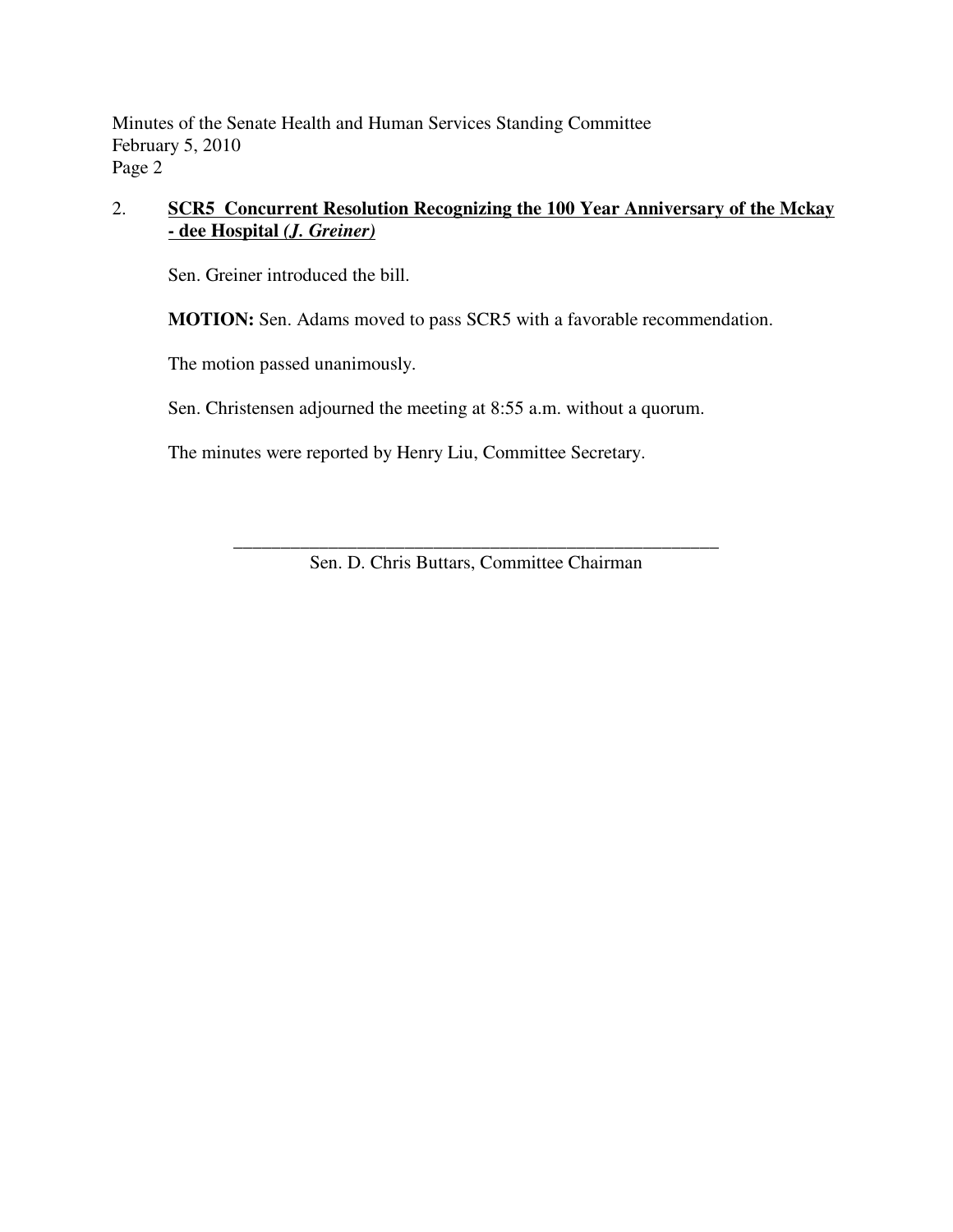2. **SCR5 Concurrent Resolution Recognizing the 100 Year Anniversary of the Mckay - dee Hospital *(J. Greiner)***

Sen. Greiner introduced the bill.

**MOTION:** Sen. Adams moved to pass SCR5 with a favorable recommendation.

The motion passed unanimously.

Sen. Christensen adjourned the meeting at 8:55 a.m. without a quorum.

The minutes were reported by Henry Liu, Committee Secretary.

\_\_\_\_\_\_\_\_\_\_\_\_\_\_\_\_\_\_\_\_\_\_\_\_\_\_\_\_\_\_\_\_\_\_\_\_\_\_\_\_\_\_\_\_\_\_\_\_\_\_\_\_\_\_

Sen. D. Chris Buttars, Committee Chairman